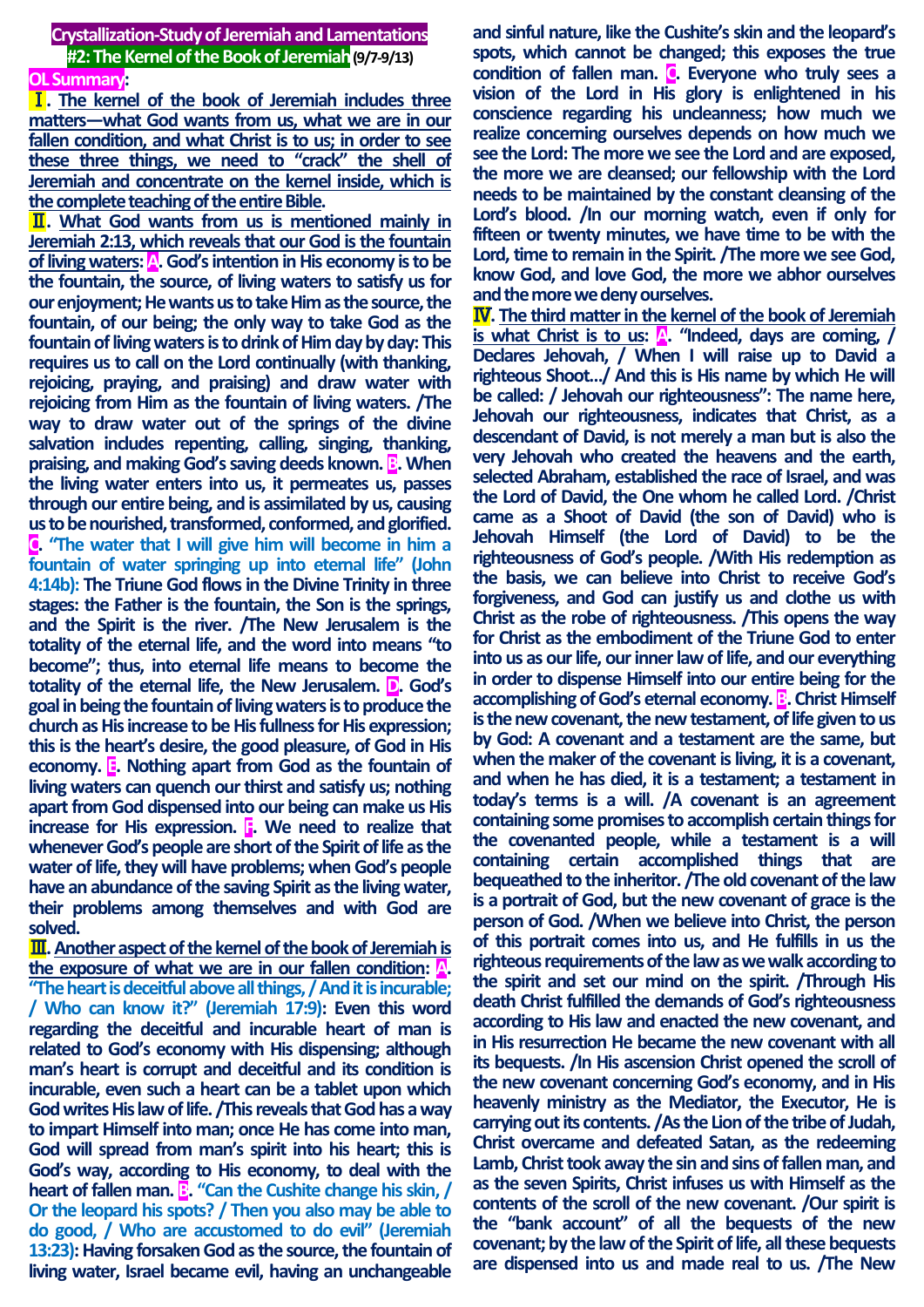# Crystallization-Study of Jeremiah and Lamentations

## #2: The Kernel of the Book of Jeremiah (9/7-9/13)

**OL Summary:**

**Ⅰ. The kernel of the book of Jeremiah includes three matters—what God wants from us, what we are in our fallen condition, and what Christ is to us; in order to see these three things, we need to "crack" the shell of Jeremiah and concentrate on the kernel inside, which is the complete teaching of the entire Bible.**

**Ⅱ. What God wants from us is mentioned mainly in Jeremiah 2:13, which reveals that our God is the fountain of living waters: A. God's intention in His economy is to be the fountain, the source, of living waters to satisfy us for our enjoyment; He wants us to take Him as the source, the fountain, of our being; the only way to take God as the fountain of living waters is to drink of Him day by day: This requires us to call on the Lord continually (with thanking, rejoicing, praying, and praising) and draw water with rejoicing from Him as the fountain of living waters. /The way to draw water out of the springs of the divine salvation includes repenting, calling, singing, thanking, praising, and making God's saving deeds known. B. When the living water enters into us, it permeates us, passes through our entire being, and is assimilated by us, causing us to be nourished, transformed, conformed, and glorified. C. "The water that I will give him will become in him a fountain of water springing up into eternal life" (John 4:14b): The Triune God flows in the Divine Trinity in three stages: the Father is the fountain, the Son is the springs, and the Spirit is the river. /The New Jerusalem is the totality of the eternal life, and the word into means "to become"; thus, into eternal life means to become the totality of the eternal life, the New Jerusalem. D. God's goal in being the fountain of living waters is to produce the church as His increase to be His fullness for His expression; this is the heart's desire, the good pleasure, of God in His economy. E. Nothing apart from God as the fountain of living waters can quench our thirst and satisfy us; nothing apart from God dispensed into our being can make us His increase for His expression. F. We need to realize that whenever God's people are short of the Spirit of life as the water of life, they will have problems; when God's people have an abundance of the saving Spirit as the living water, their problems among themselves and with God are solved.**

**Ⅲ. Another aspect of the kernel of the book of Jeremiah is the exposure of what we are in our fallen condition: A. "The heart is deceitful above all things, / And it is incurable; / Who can know it?" (Jeremiah 17:9): Even this word regarding the deceitful and incurable heart of man is related to God's economy with His dispensing; although man's heart is corrupt and deceitful and its condition is incurable, even such a heart can be a tablet upon which God writes His law of life. /This reveals that God has a way to impart Himself into man; once He has come into man, God will spread from man's spirit into his heart; this is God's way, according to His economy, to deal with the heart of fallen man. B. "Can the Cushite change his skin, / Or the leopard his spots? / Then you also may be able to do good, / Who are accustomed to do evil" (Jeremiah 13:23): Having forsaken God as the source, the fountain of living water, Israel became evil, having an unchangeable and sinful nature, like the Cushite's skin and the leopard's spots, which cannot be changed; this exposes the true condition of fallen man. C. Everyone who truly sees a vision of the Lord in His glory is enlightened in his conscience regarding his uncleanness; how much we realize concerning ourselves depends on how much we see the Lord: The more we see the Lord and are exposed, the more we are cleansed; our fellowship with the Lord needs to be maintained by the constant cleansing of the Lord's blood. /In our morning watch, even if only for fifteen or twenty minutes, we have time to be with the Lord, time to remain in the Spirit. /The more we see God, know God, and love God, the more we abhor ourselves and the more we deny ourselves.**

**Ⅳ. The third matter in the kernel of the book of Jeremiah is what Christ is to us: A. "Indeed, days are coming, / Declares Jehovah, / When I will raise up to David a righteous Shoot…/ And this is His name by which He will be called: / Jehovah our righteousness": The name here, Jehovah our righteousness, indicates that Christ, as a descendant of David, is not merely a man but is also the very Jehovah who created the heavens and the earth, selected Abraham, established the race of Israel, and was the Lord of David, the One whom he called Lord. /Christ came as a Shoot of David (the son of David) who is Jehovah Himself (the Lord of David) to be the righteousness of God's people. /With His redemption as the basis, we can believe into Christ to receive God's forgiveness, and God can justify us and clothe us with Christ as the robe of righteousness. /This opens the way for Christ as the embodiment of the Triune God to enter into us as our life, our inner law of life, and our everything in order to dispense Himself into our entire being for the accomplishing of God's eternal economy. B. Christ Himself is the new covenant, the new testament, of life given to us by God: A covenant and a testament are the same, but when the maker of the covenant is living, it is a covenant, and when he has died, it is a testament; a testament in today's terms is a will. /A covenant is an agreement containing some promises to accomplish certain things for the covenanted people, while a testament is a will containing certain accomplished things that are bequeathed to the inheritor. /The old covenant of the law is a portrait of God, but the new covenant of grace is the person of God. /When we believe into Christ, the person of this portrait comes into us, and He fulfills in us the righteous requirements of the law as we walk according to the spirit and set our mind on the spirit. /Through His death Christ fulfilled the demands of God's righteousness according to His law and enacted the new covenant, and in His resurrection He became the new covenant with all its bequests. /In His ascension Christ opened the scroll of the new covenant concerning God's economy, and in His heavenly ministry as the Mediator, the Executor, He is carrying out its contents. /As the Lion of the tribe of Judah, Christ overcame and defeated Satan, as the redeeming Lamb, Christ took away the sin and sins of fallen man, and as the seven Spirits, Christ infuses us with Himself as the contents of the scroll of the new covenant. /Our spirit is the "bank account" of all the bequests of the new covenant; by the law of the Spirit of life, all these bequests are dispensed into us and made real to us. /The New**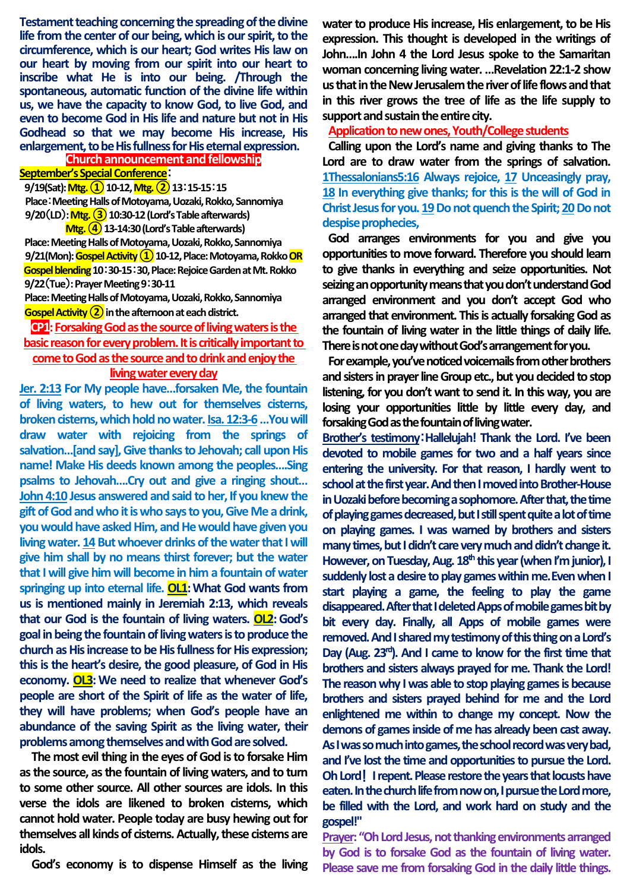Testament teaching concerning the spreading of the divine life from the center of our being, which is our spirit, to the circumference, which is our heart; God writes His law on our heart by moving from our spirit into our heart to inscribe what He is into our being. /Through the spontaneous, automatic function of the divine life within us, we have the capacity to know God, to live God, and even to become God in His life and nature but not in His Godhead so that we may become His increase, His enlargement, to be His fullness for His eternal expression.

## Church announcement and fellowship

**September's Special Conference**:

9/19(Sat): **Mtg. ①** 10-12, **Mtg. ②** 13：15-15：15
Place：Meeting Halls of Motoyama, Uozaki, Rokko, Sannomiya

9/20(LD): **Mtg. ③** 10:30-12 (Lord's Table afterwards)
**Mtg. ④** 13-14:30 (Lord's Table afterwards)
Place: Meeting Halls of Motoyama, Uozaki, Rokko, Sannomiya

9/21(Mon): **Gospel Activity ①** 10-12, Place: Motoyama, Rokko **OR** **Gospel blending** 10：30-15：30, Place: Rejoice Garden at Mt. Rokko

9/22(Tue): Prayer Meeting 9：30-11
Place: Meeting Halls of Motoyama, Uozaki, Rokko, Sannomiya

**Gospel Activity ②** in the afternoon at each district.

## CP1: Forsaking God as the source of living waters is the basic reason for every problem. It is critically important to come to God as the source and to drink and enjoy the living water every day

**Jer. 2:13** For My people have…forsaken Me, the fountain of living waters, to hew out for themselves cisterns, broken cisterns, which hold no water. **Isa. 12:3-6** …You will draw water with rejoicing from the springs of salvation…[and say], Give thanks to Jehovah; call upon His name! Make His deeds known among the peoples….Sing psalms to Jehovah….Cry out and give a ringing shout… **John 4:10** Jesus answered and said to her, If you knew the gift of God and who it is who says to you, Give Me a drink, you would have asked Him, and He would have given you living water. **14** But whoever drinks of the water that I will give him shall by no means thirst forever; but the water that I will give him will become in him a fountain of water springing up into eternal life. **OL1**: What God wants from us is mentioned mainly in Jeremiah 2:13, which reveals that our God is the fountain of living waters. **OL2**: God's goal in being the fountain of living waters is to produce the church as His increase to be His fullness for His expression; this is the heart's desire, the good pleasure, of God in His economy. **OL3**: We need to realize that whenever God's people are short of the Spirit of life as the water of life, they will have problems; when God's people have an abundance of the saving Spirit as the living water, their problems among themselves and with God are solved.

The most evil thing in the eyes of God is to forsake Him as the source, as the fountain of living waters, and to turn to some other source. All other sources are idols. In this verse the idols are likened to broken cisterns, which cannot hold water. People today are busy hewing out for themselves all kinds of cisterns. Actually, these cisterns are idols.

God's economy is to dispense Himself as the living water to produce His increase, His enlargement, to be His expression. This thought is developed in the writings of John….In John 4 the Lord Jesus spoke to the Samaritan woman concerning living water. …Revelation 22:1-2 show us that in the New Jerusalem the river of life flows and that in this river grows the tree of life as the life supply to support and sustain the entire city.

### Application to new ones, Youth/College students

Calling upon the Lord's name and giving thanks to The Lord are to draw water from the springs of salvation. **1Thessalonians5:16** Always rejoice, **17** Unceasingly pray, **18** In everything give thanks; for this is the will of God in Christ Jesus for you. **19** Do not quench the Spirit; **20** Do not despise prophecies,

God arranges environments for you and give you opportunities to move forward. Therefore you should learn to give thanks in everything and seize opportunities. Not seizing an opportunity means that you don't understand God arranged environment and you don't accept God who arranged that environment. This is actually forsaking God as the fountain of living water in the little things of daily life. There is not one day without God's arrangement for you.

For example, you've noticed voicemails from other brothers and sisters in prayer line Group etc., but you decided to stop listening, for you don't want to send it. In this way, you are losing your opportunities little by little every day, and forsaking God as the fountain of living water.

**Brother's testimony**：Hallelujah! Thank the Lord. I've been devoted to mobile games for two and a half years since entering the university. For that reason, I hardly went to school at the first year. And then I moved into Brother-House in Uozaki before becoming a sophomore. After that, the time of playing games decreased, but I still spent quite a lot of time on playing games. I was warned by brothers and sisters many times, but I didn't care very much and didn't change it. However, on Tuesday, Aug. 18th this year (when I'm junior), I suddenly lost a desire to play games within me. Even when I start playing a game, the feeling to play the game disappeared. After that I deleted Apps of mobile games bit by bit every day. Finally, all Apps of mobile games were removed. And I shared my testimony of this thing on a Lord's Day (Aug. 23rd). And I came to know for the first time that brothers and sisters always prayed for me. Thank the Lord! The reason why I was able to stop playing games is because brothers and sisters prayed behind for me and the Lord enlightened me within to change my concept. Now the demons of games inside of me has already been cast away. As I was so much into games, the school record was very bad, and I've lost the time and opportunities to pursue the Lord. Oh Lord! I repent. Please restore the years that locusts have eaten. In the church life from now on, I pursue the Lord more, be filled with the Lord, and work hard on study and the gospel!"

**Prayer**: "Oh Lord Jesus, not thanking environments arranged by God is to forsake God as the fountain of living water. Please save me from forsaking God in the daily little things.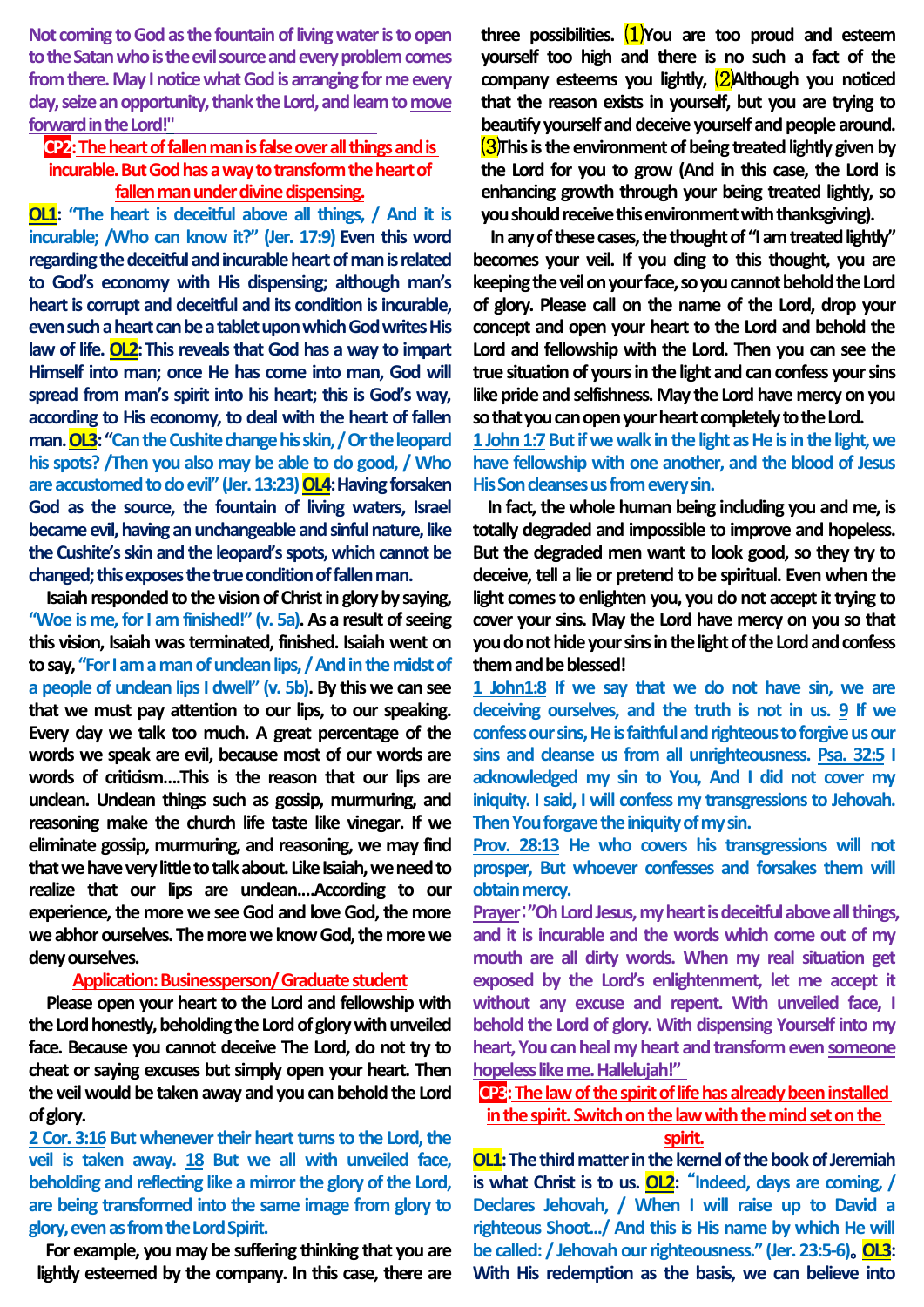Not coming to God as the fountain of living water is to open to the Satan who is the evil source and every problem comes from there. May I notice what God is arranging for me every day, seize an opportunity, thank the Lord, and learn to move forward in the Lord!"

**CP2: The heart of fallen man is false over all things and is incurable. But God has a way to transform the heart of fallen man under divine dispensing.**

**OL1**: "The heart is deceitful above all things, / And it is incurable; /Who can know it?" (Jer. 17:9) Even this word regarding the deceitful and incurable heart of man is related to God's economy with His dispensing; although man's heart is corrupt and deceitful and its condition is incurable, even such a heart can be a tablet upon which God writes His law of life. **OL2**: This reveals that God has a way to impart Himself into man; once He has come into man, God will spread from man's spirit into his heart; this is God's way, according to His economy, to deal with the heart of fallen man. **OL3**: "Can the Cushite change his skin, / Or the leopard his spots? /Then you also may be able to do good, / Who are accustomed to do evil" (Jer. 13:23) **OL4**: Having forsaken God as the source, the fountain of living waters, Israel became evil, having an unchangeable and sinful nature, like the Cushite's skin and the leopard's spots, which cannot be changed; this exposes the true condition of fallen man.

Isaiah responded to the vision of Christ in glory by saying, "Woe is me, for I am finished!" (v. 5a). As a result of seeing this vision, Isaiah was terminated, finished. Isaiah went on to say, "For I am a man of unclean lips, / And in the midst of a people of unclean lips I dwell" (v. 5b). By this we can see that we must pay attention to our lips, to our speaking. Every day we talk too much. A great percentage of the words we speak are evil, because most of our words are words of criticism....This is the reason that our lips are unclean. Unclean things such as gossip, murmuring, and reasoning make the church life taste like vinegar. If we eliminate gossip, murmuring, and reasoning, we may find that we have very little to talk about. Like Isaiah, we need to realize that our lips are unclean....According to our experience, the more we see God and love God, the more we abhor ourselves. The more we know God, the more we deny ourselves.

**Application: Businessperson/ Graduate student**

Please open your heart to the Lord and fellowship with the Lord honestly, beholding the Lord of glory with unveiled face. Because you cannot deceive The Lord, do not try to cheat or saying excuses but simply open your heart. Then the veil would be taken away and you can behold the Lord of glory.

2 Cor. 3:16 But whenever their heart turns to the Lord, the veil is taken away. 18 But we all with unveiled face, beholding and reflecting like a mirror the glory of the Lord, are being transformed into the same image from glory to glory, even as from the Lord Spirit.

For example, you may be suffering thinking that you are lightly esteemed by the company. In this case, there are three possibilities. (1)You are too proud and esteem yourself too high and there is no such a fact of the company esteems you lightly, (2)Although you noticed that the reason exists in yourself, but you are trying to beautify yourself and deceive yourself and people around. (3)This is the environment of being treated lightly given by the Lord for you to grow (And in this case, the Lord is enhancing growth through your being treated lightly, so you should receive this environment with thanksgiving).

In any of these cases, the thought of "I am treated lightly" becomes your veil. If you cling to this thought, you are keeping the veil on your face, so you cannot behold the Lord of glory. Please call on the name of the Lord, drop your concept and open your heart to the Lord and behold the Lord and fellowship with the Lord. Then you can see the true situation of yours in the light and can confess your sins like pride and selfishness. May the Lord have mercy on you so that you can open your heart completely to the Lord.

1 John 1:7 But if we walk in the light as He is in the light, we have fellowship with one another, and the blood of Jesus His Son cleanses us from every sin.

In fact, the whole human being including you and me, is totally degraded and impossible to improve and hopeless. But the degraded men want to look good, so they try to deceive, tell a lie or pretend to be spiritual. Even when the light comes to enlighten you, you do not accept it trying to cover your sins. May the Lord have mercy on you so that you do not hide your sins in the light of the Lord and confess them and be blessed!

1 John1:8 If we say that we do not have sin, we are deceiving ourselves, and the truth is not in us. 9 If we confess our sins, He is faithful and righteous to forgive us our sins and cleanse us from all unrighteousness. Psa. 32:5 I acknowledged my sin to You, And I did not cover my iniquity. I said, I will confess my transgressions to Jehovah. Then You forgave the iniquity of my sin.

Prov. 28:13 He who covers his transgressions will not prosper, But whoever confesses and forsakes them will obtain mercy.

Prayer:"Oh Lord Jesus, my heart is deceitful above all things, and it is incurable and the words which come out of my mouth are all dirty words. When my real situation get exposed by the Lord's enlightenment, let me accept it without any excuse and repent. With unveiled face, I behold the Lord of glory. With dispensing Yourself into my heart, You can heal my heart and transform even someone hopeless like me. Hallelujah!"

**CP3: The law of the spirit of life has already been installed in the spirit. Switch on the law with the mind set on the spirit.**

**OL1**: The third matter in the kernel of the book of Jeremiah is what Christ is to us. **OL2**: "Indeed, days are coming, / Declares Jehovah, / When I will raise up to David a righteous Shoot.../ And this is His name by which He will be called: / Jehovah our righteousness." (Jer. 23:5-6)。**OL3**: With His redemption as the basis, we can believe into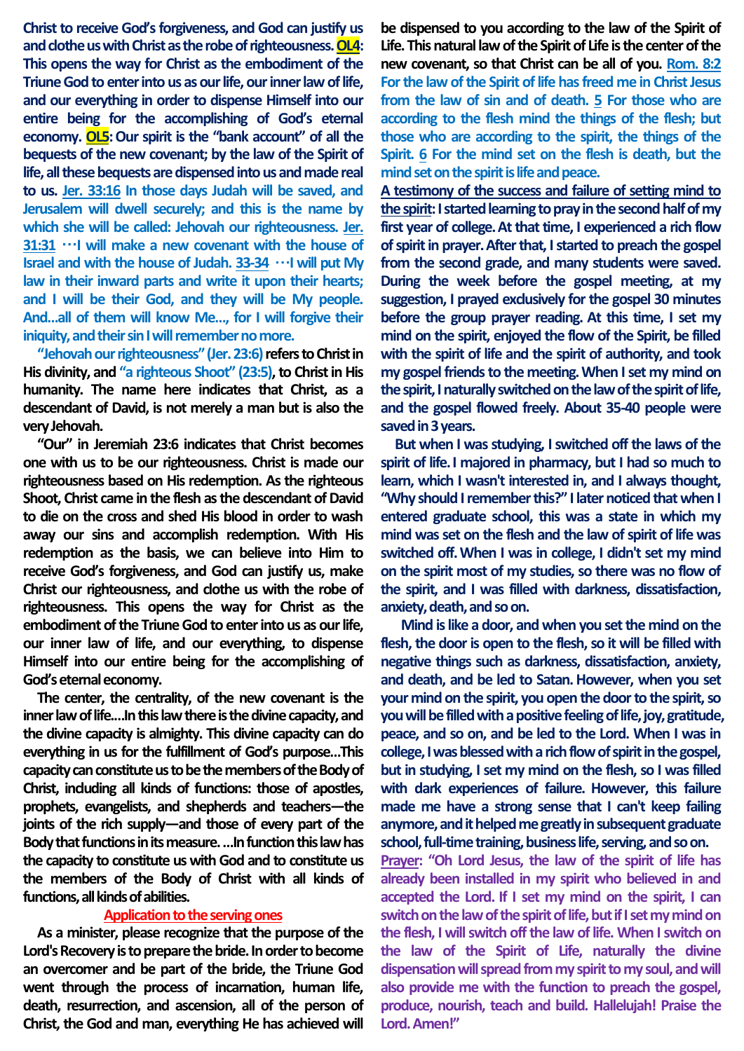**Christ to receive God's forgiveness, and God can justify us and clothe us with Christ as the robe of righteousness. OL4: This opens the way for Christ as the embodiment of the Triune God to enter into us as our life, our inner law of life, and our everything in order to dispense Himself into our entire being for the accomplishing of God's eternal economy. OL5: Our spirit is the "bank account" of all the bequests of the new covenant; by the law of the Spirit of life, all these bequests are dispensed into us and made real to us.** Jer. 33:16 In those days Judah will be saved, and Jerusalem will dwell securely; and this is the name by which she will be called: Jehovah our righteousness. Jer. 31:31 …I will make a new covenant with the house of Israel and with the house of Judah. 33-34 …I will put My law in their inward parts and write it upon their hearts; and I will be their God, and they will be My people. And…all of them will know Me…, for I will forgive their iniquity, and their sin I will remember no more.

**"Jehovah our righteousness" (Jer. 23:6) refers to Christ in His divinity, and "a righteous Shoot" (23:5), to Christ in His humanity. The name here indicates that Christ, as a descendant of David, is not merely a man but is also the very Jehovah.**

**"Our" in Jeremiah 23:6 indicates that Christ becomes one with us to be our righteousness. Christ is made our righteousness based on His redemption. As the righteous Shoot, Christ came in the flesh as the descendant of David to die on the cross and shed His blood in order to wash away our sins and accomplish redemption. With His redemption as the basis, we can believe into Him to receive God's forgiveness, and God can justify us, make Christ our righteousness, and clothe us with the robe of righteousness. This opens the way for Christ as the embodiment of the Triune God to enter into us as our life, our inner law of life, and our everything, to dispense Himself into our entire being for the accomplishing of God's eternal economy.**

**The center, the centrality, of the new covenant is the inner law of life.…In this law there is the divine capacity, and the divine capacity is almighty. This divine capacity can do everything in us for the fulfillment of God's purpose…This capacity can constitute us to be the members of the Body of Christ, including all kinds of functions: those of apostles, prophets, evangelists, and shepherds and teachers—the joints of the rich supply—and those of every part of the Body that functions in its measure. …In function this law has the capacity to constitute us with God and to constitute us the members of the Body of Christ with all kinds of functions, all kinds of abilities.**

## Application to the serving ones

**As a minister, please recognize that the purpose of the Lord's Recovery is to prepare the bride. In order to become an overcomer and be part of the bride, the Triune God went through the process of incarnation, human life, death, resurrection, and ascension, all of the person of Christ, the God and man, everything He has achieved will be dispensed to you according to the law of the Spirit of Life. This natural law of the Spirit of Life is the center of the new covenant, so that Christ can be all of you.** Rom. 8:2 For the law of the Spirit of life has freed me in Christ Jesus from the law of sin and of death. 5 For those who are according to the flesh mind the things of the flesh; but those who are according to the spirit, the things of the Spirit. 6 For the mind set on the flesh is death, but the mind set on the spirit is life and peace.

**A testimony of the success and failure of setting mind to the spirit: I started learning to pray in the second half of my first year of college. At that time, I experienced a rich flow of spirit in prayer. After that, I started to preach the gospel from the second grade, and many students were saved. During the week before the gospel meeting, at my suggestion, I prayed exclusively for the gospel 30 minutes before the group prayer reading. At this time, I set my mind on the spirit, enjoyed the flow of the Spirit, be filled with the spirit of life and the spirit of authority, and took my gospel friends to the meeting. When I set my mind on the spirit, I naturally switched on the law of the spirit of life, and the gospel flowed freely. About 35-40 people were saved in 3 years.**

**But when I was studying, I switched off the laws of the spirit of life. I majored in pharmacy, but I had so much to learn, which I wasn't interested in, and I always thought, "Why should I remember this?" I later noticed that when I entered graduate school, this was a state in which my mind was set on the flesh and the law of spirit of life was switched off. When I was in college, I didn't set my mind on the spirit most of my studies, so there was no flow of the spirit, and I was filled with darkness, dissatisfaction, anxiety, death, and so on.**

**Mind is like a door, and when you set the mind on the flesh, the door is open to the flesh, so it will be filled with negative things such as darkness, dissatisfaction, anxiety, and death, and be led to Satan. However, when you set your mind on the spirit, you open the door to the spirit, so you will be filled with a positive feeling of life, joy, gratitude, peace, and so on, and be led to the Lord. When I was in college, I was blessed with a rich flow of spirit in the gospel, but in studying, I set my mind on the flesh, so I was filled with dark experiences of failure. However, this failure made me have a strong sense that I can't keep failing anymore, and it helped me greatly in subsequent graduate school, full-time training, business life, serving, and so on.**

**Prayer: "Oh Lord Jesus, the law of the spirit of life has already been installed in my spirit who believed in and accepted the Lord. If I set my mind on the spirit, I can switch on the law of the spirit of life, but if I set my mind on the flesh, I will switch off the law of life. When I switch on the law of the Spirit of Life, naturally the divine dispensation will spread from my spirit to my soul, and will also provide me with the function to preach the gospel, produce, nourish, teach and build. Hallelujah! Praise the Lord. Amen!"**